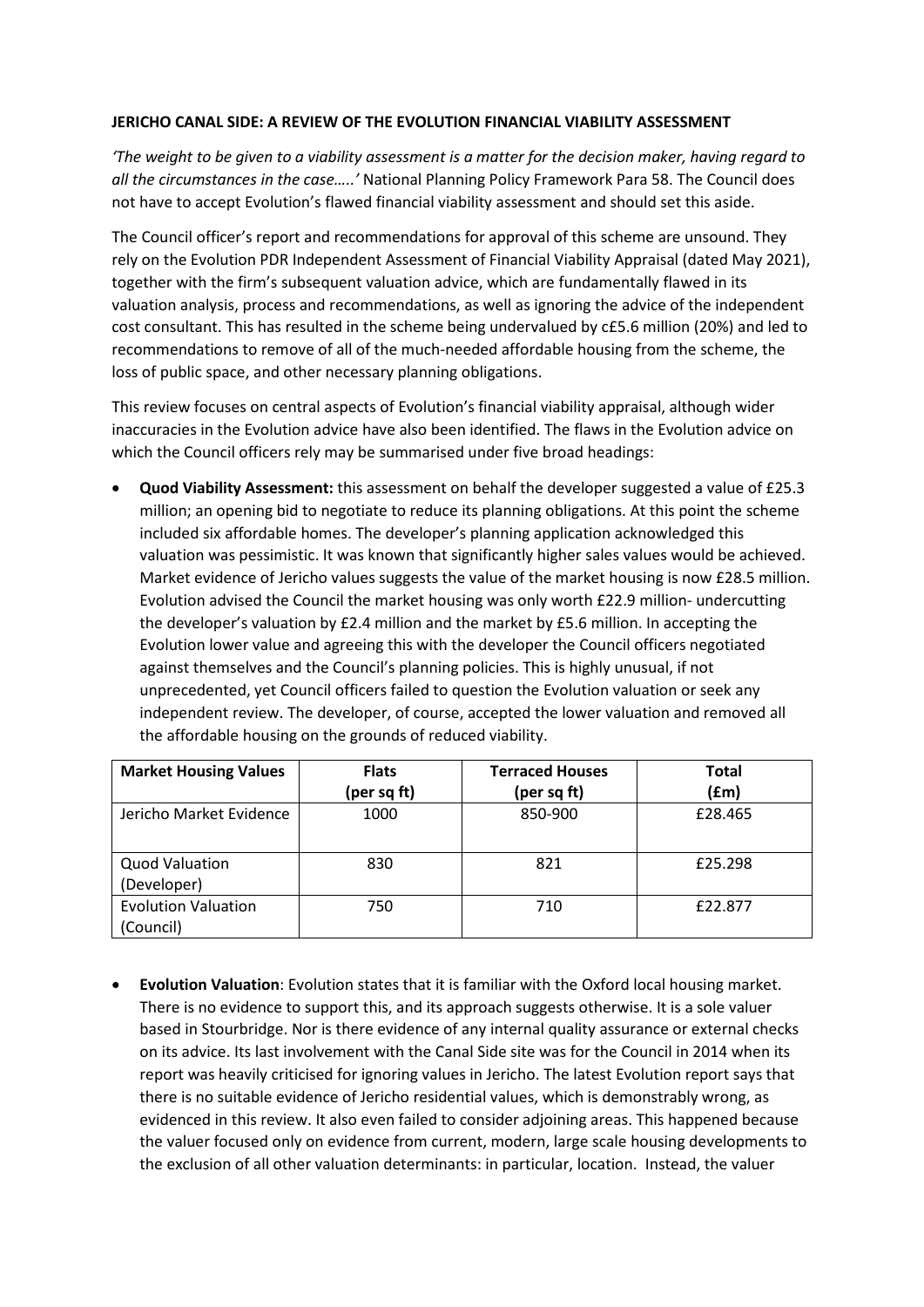**JERICHO CANAL SIDE: A REVIEW OF THE EVOLUTION FINANCIAL VIABILITY ASSESSMENT**

*'The weight to be given to a viability assessment is a matter for the decision maker, having regard to all the circumstances in the case…..'* National Planning Policy Framework Para 58. The Council does not have to accept Evolution's flawed financial viability assessment and should set this aside.

The Council officer's report and recommendations for approval of this scheme are unsound. They rely on the Evolution PDR Independent Assessment of Financial Viability Appraisal (dated May 2021), together with the firm's subsequent valuation advice, which are fundamentally flawed in its valuation analysis, process and recommendations, as well as ignoring the advice of the independent cost consultant. This has resulted in the scheme being undervalued by c£5.6 million (20%) and led to recommendations to remove of all of the much-needed affordable housing from the scheme, the loss of public space, and other necessary planning obligations.

This review focuses on central aspects of Evolution's financial viability appraisal, although wider inaccuracies in the Evolution advice have also been identified. The flaws in the Evolution advice on which the Council officers rely may be summarised under five broad headings:

- **Quod Viability Assessment:** this assessment on behalf the developer suggested a value of £25.3 million; an opening bid to negotiate to reduce its planning obligations. At this point the scheme included six affordable homes. The developer's planning application acknowledged this valuation was pessimistic. It was known that significantly higher sales values would be achieved. Market evidence of Jericho values suggests the value of the market housing is now £28.5 million. Evolution advised the Council the market housing was only worth £22.9 million- undercutting the developer's valuation by £2.4 million and the market by £5.6 million. In accepting the Evolution lower value and agreeing this with the developer the Council officers negotiated against themselves and the Council's planning policies. This is highly unusual, if not unprecedented, yet Council officers failed to question the Evolution valuation or seek any independent review. The developer, of course, accepted the lower valuation and removed all the affordable housing on the grounds of reduced viability.

| Market Housing Values | Flats (per sq ft) | Terraced Houses (per sq ft) | Total (£m) |
|---|---|---|---|
| Jericho Market Evidence | 1000 | 850-900 | £28.465 |
| Quod Valuation (Developer) | 830 | 821 | £25.298 |
| Evolution Valuation (Council) | 750 | 710 | £22.877 |

- **Evolution Valuation**: Evolution states that it is familiar with the Oxford local housing market. There is no evidence to support this, and its approach suggests otherwise. It is a sole valuer based in Stourbridge. Nor is there evidence of any internal quality assurance or external checks on its advice. Its last involvement with the Canal Side site was for the Council in 2014 when its report was heavily criticised for ignoring values in Jericho. The latest Evolution report says that there is no suitable evidence of Jericho residential values, which is demonstrably wrong, as evidenced in this review. It also even failed to consider adjoining areas. This happened because the valuer focused only on evidence from current, modern, large scale housing developments to the exclusion of all other valuation determinants: in particular, location. Instead, the valuer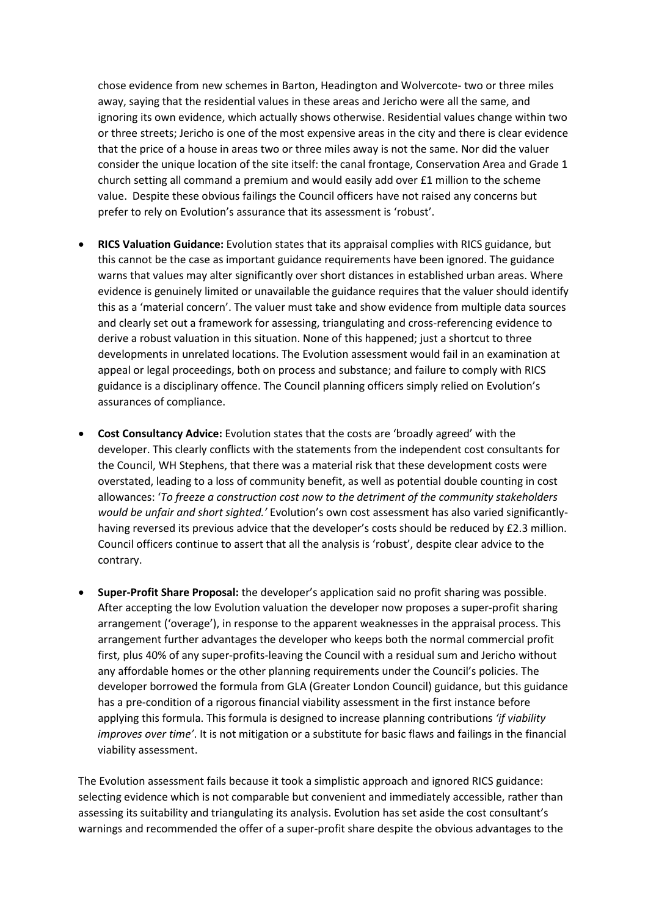chose evidence from new schemes in Barton, Headington and Wolvercote- two or three miles away, saying that the residential values in these areas and Jericho were all the same, and ignoring its own evidence, which actually shows otherwise. Residential values change within two or three streets; Jericho is one of the most expensive areas in the city and there is clear evidence that the price of a house in areas two or three miles away is not the same. Nor did the valuer consider the unique location of the site itself: the canal frontage, Conservation Area and Grade 1 church setting all command a premium and would easily add over £1 million to the scheme value. Despite these obvious failings the Council officers have not raised any concerns but prefer to rely on Evolution's assurance that its assessment is 'robust'.

- **RICS Valuation Guidance:** Evolution states that its appraisal complies with RICS guidance, but this cannot be the case as important guidance requirements have been ignored. The guidance warns that values may alter significantly over short distances in established urban areas. Where evidence is genuinely limited or unavailable the guidance requires that the valuer should identify this as a 'material concern'. The valuer must take and show evidence from multiple data sources and clearly set out a framework for assessing, triangulating and cross-referencing evidence to derive a robust valuation in this situation. None of this happened; just a shortcut to three developments in unrelated locations. The Evolution assessment would fail in an examination at appeal or legal proceedings, both on process and substance; and failure to comply with RICS guidance is a disciplinary offence. The Council planning officers simply relied on Evolution's assurances of compliance.

- **Cost Consultancy Advice:** Evolution states that the costs are 'broadly agreed' with the developer. This clearly conflicts with the statements from the independent cost consultants for the Council, WH Stephens, that there was a material risk that these development costs were overstated, leading to a loss of community benefit, as well as potential double counting in cost allowances: '*To freeze a construction cost now to the detriment of the community stakeholders would be unfair and short sighted.*' Evolution's own cost assessment has also varied significantly- having reversed its previous advice that the developer's costs should be reduced by £2.3 million. Council officers continue to assert that all the analysis is 'robust', despite clear advice to the contrary.

- **Super-Profit Share Proposal:** the developer's application said no profit sharing was possible. After accepting the low Evolution valuation the developer now proposes a super-profit sharing arrangement ('overage'), in response to the apparent weaknesses in the appraisal process. This arrangement further advantages the developer who keeps both the normal commercial profit first, plus 40% of any super-profits-leaving the Council with a residual sum and Jericho without any affordable homes or the other planning requirements under the Council's policies. The developer borrowed the formula from GLA (Greater London Council) guidance, but this guidance has a pre-condition of a rigorous financial viability assessment in the first instance before applying this formula. This formula is designed to increase planning contributions *'if viability improves over time'*. It is not mitigation or a substitute for basic flaws and failings in the financial viability assessment.

The Evolution assessment fails because it took a simplistic approach and ignored RICS guidance: selecting evidence which is not comparable but convenient and immediately accessible, rather than assessing its suitability and triangulating its analysis. Evolution has set aside the cost consultant's warnings and recommended the offer of a super-profit share despite the obvious advantages to the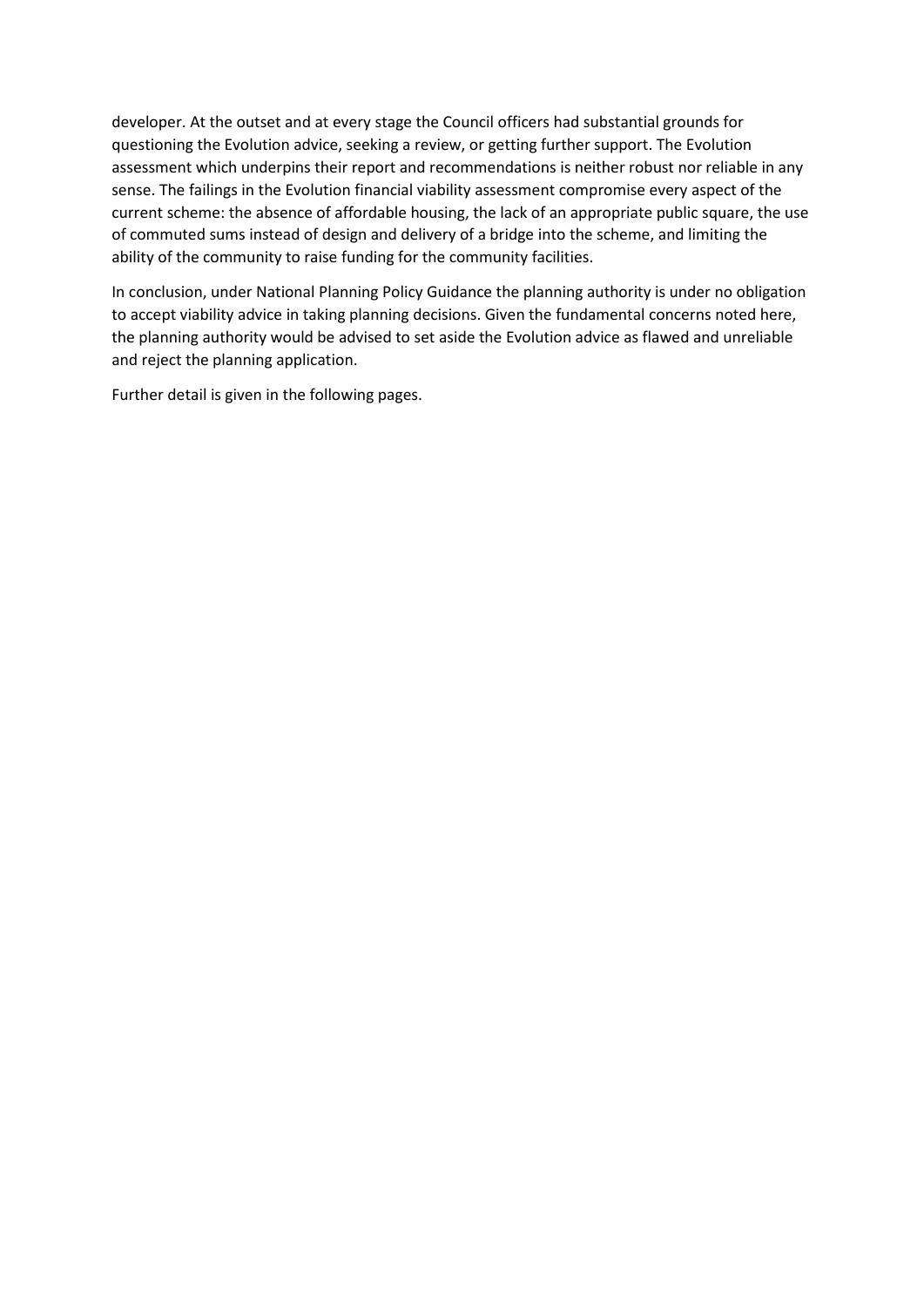developer. At the outset and at every stage the Council officers had substantial grounds for questioning the Evolution advice, seeking a review, or getting further support. The Evolution assessment which underpins their report and recommendations is neither robust nor reliable in any sense. The failings in the Evolution financial viability assessment compromise every aspect of the current scheme: the absence of affordable housing, the lack of an appropriate public square, the use of commuted sums instead of design and delivery of a bridge into the scheme, and limiting the ability of the community to raise funding for the community facilities.

In conclusion, under National Planning Policy Guidance the planning authority is under no obligation to accept viability advice in taking planning decisions. Given the fundamental concerns noted here, the planning authority would be advised to set aside the Evolution advice as flawed and unreliable and reject the planning application.

Further detail is given in the following pages.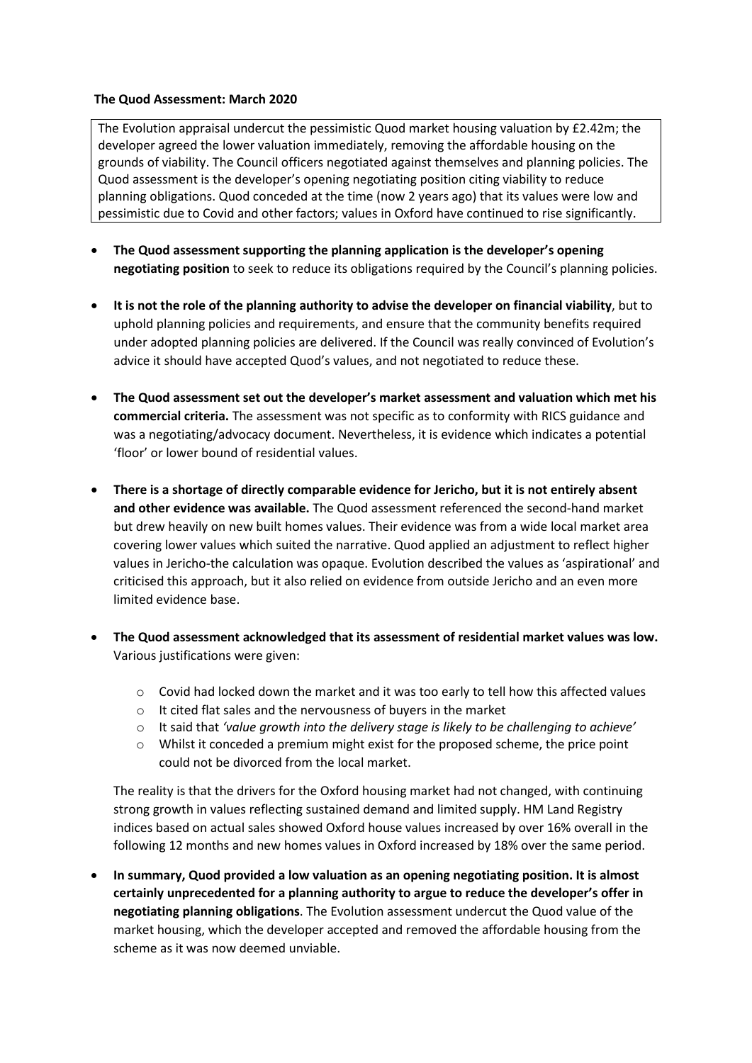**The Quod Assessment: March 2020**

The Evolution appraisal undercut the pessimistic Quod market housing valuation by £2.42m; the developer agreed the lower valuation immediately, removing the affordable housing on the grounds of viability. The Council officers negotiated against themselves and planning policies. The Quod assessment is the developer's opening negotiating position citing viability to reduce planning obligations. Quod conceded at the time (now 2 years ago) that its values were low and pessimistic due to Covid and other factors; values in Oxford have continued to rise significantly.

- **The Quod assessment supporting the planning application is the developer's opening negotiating position** to seek to reduce its obligations required by the Council's planning policies.
- **It is not the role of the planning authority to advise the developer on financial viability**, but to uphold planning policies and requirements, and ensure that the community benefits required under adopted planning policies are delivered. If the Council was really convinced of Evolution's advice it should have accepted Quod's values, and not negotiated to reduce these.
- **The Quod assessment set out the developer's market assessment and valuation which met his commercial criteria.** The assessment was not specific as to conformity with RICS guidance and was a negotiating/advocacy document. Nevertheless, it is evidence which indicates a potential 'floor' or lower bound of residential values.
- **There is a shortage of directly comparable evidence for Jericho, but it is not entirely absent and other evidence was available.** The Quod assessment referenced the second-hand market but drew heavily on new built homes values. Their evidence was from a wide local market area covering lower values which suited the narrative. Quod applied an adjustment to reflect higher values in Jericho-the calculation was opaque. Evolution described the values as 'aspirational' and criticised this approach, but it also relied on evidence from outside Jericho and an even more limited evidence base.
- **The Quod assessment acknowledged that its assessment of residential market values was low.** Various justifications were given:
  - Covid had locked down the market and it was too early to tell how this affected values
  - It cited flat sales and the nervousness of buyers in the market
  - It said that *'value growth into the delivery stage is likely to be challenging to achieve'*
  - Whilst it conceded a premium might exist for the proposed scheme, the price point could not be divorced from the local market.

  The reality is that the drivers for the Oxford housing market had not changed, with continuing strong growth in values reflecting sustained demand and limited supply. HM Land Registry indices based on actual sales showed Oxford house values increased by over 16% overall in the following 12 months and new homes values in Oxford increased by 18% over the same period.
- **In summary, Quod provided a low valuation as an opening negotiating position. It is almost certainly unprecedented for a planning authority to argue to reduce the developer's offer in negotiating planning obligations**. The Evolution assessment undercut the Quod value of the market housing, which the developer accepted and removed the affordable housing from the scheme as it was now deemed unviable.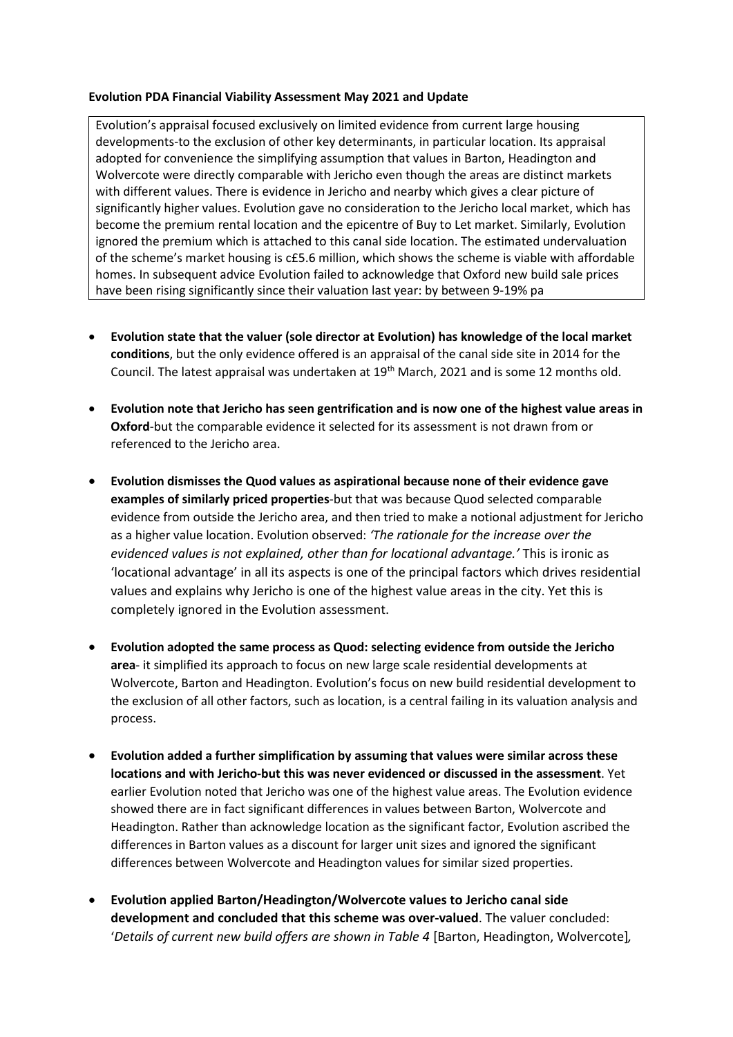**Evolution PDA Financial Viability Assessment May 2021 and Update**

Evolution's appraisal focused exclusively on limited evidence from current large housing developments-to the exclusion of other key determinants, in particular location. Its appraisal adopted for convenience the simplifying assumption that values in Barton, Headington and Wolvercote were directly comparable with Jericho even though the areas are distinct markets with different values. There is evidence in Jericho and nearby which gives a clear picture of significantly higher values. Evolution gave no consideration to the Jericho local market, which has become the premium rental location and the epicentre of Buy to Let market. Similarly, Evolution ignored the premium which is attached to this canal side location. The estimated undervaluation of the scheme's market housing is c£5.6 million, which shows the scheme is viable with affordable homes. In subsequent advice Evolution failed to acknowledge that Oxford new build sale prices have been rising significantly since their valuation last year: by between 9-19% pa

- **Evolution state that the valuer (sole director at Evolution) has knowledge of the local market conditions**, but the only evidence offered is an appraisal of the canal side site in 2014 for the Council. The latest appraisal was undertaken at 19th March, 2021 and is some 12 months old.
- **Evolution note that Jericho has seen gentrification and is now one of the highest value areas in Oxford**-but the comparable evidence it selected for its assessment is not drawn from or referenced to the Jericho area.
- **Evolution dismisses the Quod values as aspirational because none of their evidence gave examples of similarly priced properties**-but that was because Quod selected comparable evidence from outside the Jericho area, and then tried to make a notional adjustment for Jericho as a higher value location. Evolution observed: *'The rationale for the increase over the evidenced values is not explained, other than for locational advantage.'* This is ironic as 'locational advantage' in all its aspects is one of the principal factors which drives residential values and explains why Jericho is one of the highest value areas in the city. Yet this is completely ignored in the Evolution assessment.
- **Evolution adopted the same process as Quod: selecting evidence from outside the Jericho area**- it simplified its approach to focus on new large scale residential developments at Wolvercote, Barton and Headington. Evolution's focus on new build residential development to the exclusion of all other factors, such as location, is a central failing in its valuation analysis and process.
- **Evolution added a further simplification by assuming that values were similar across these locations and with Jericho-but this was never evidenced or discussed in the assessment**. Yet earlier Evolution noted that Jericho was one of the highest value areas. The Evolution evidence showed there are in fact significant differences in values between Barton, Wolvercote and Headington. Rather than acknowledge location as the significant factor, Evolution ascribed the differences in Barton values as a discount for larger unit sizes and ignored the significant differences between Wolvercote and Headington values for similar sized properties.
- **Evolution applied Barton/Headington/Wolvercote values to Jericho canal side development and concluded that this scheme was over-valued**. The valuer concluded: '*Details of current new build offers are shown in Table 4* [Barton, Headington, Wolvercote]*,*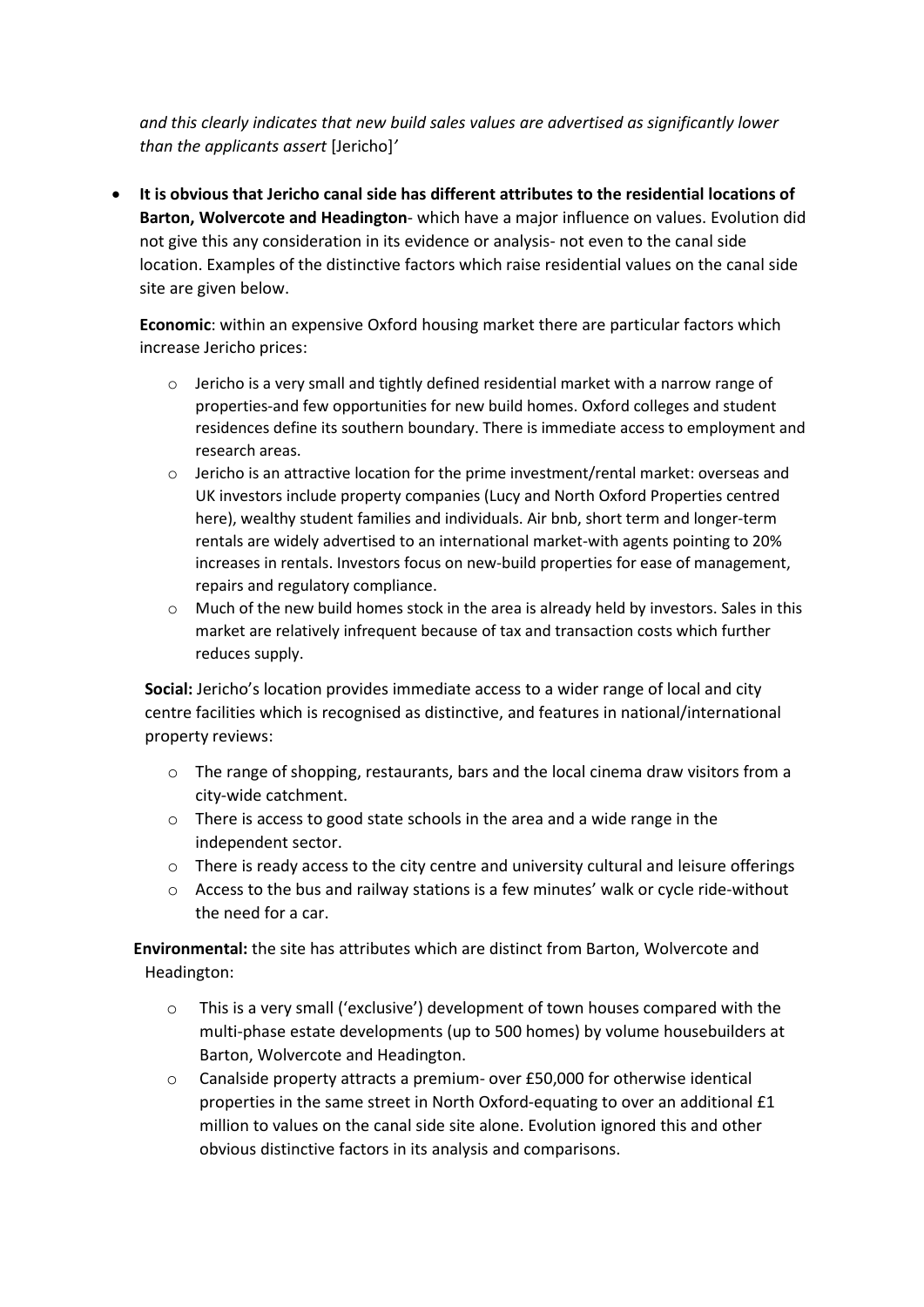*and this clearly indicates that new build sales values are advertised as significantly lower than the applicants assert* [Jericho]*'*

- **It is obvious that Jericho canal side has different attributes to the residential locations of Barton, Wolvercote and Headington**- which have a major influence on values. Evolution did not give this any consideration in its evidence or analysis- not even to the canal side location. Examples of the distinctive factors which raise residential values on the canal side site are given below.

  **Economic**: within an expensive Oxford housing market there are particular factors which increase Jericho prices:

  - Jericho is a very small and tightly defined residential market with a narrow range of properties-and few opportunities for new build homes. Oxford colleges and student residences define its southern boundary. There is immediate access to employment and research areas.
  - Jericho is an attractive location for the prime investment/rental market: overseas and UK investors include property companies (Lucy and North Oxford Properties centred here), wealthy student families and individuals. Air bnb, short term and longer-term rentals are widely advertised to an international market-with agents pointing to 20% increases in rentals. Investors focus on new-build properties for ease of management, repairs and regulatory compliance.
  - Much of the new build homes stock in the area is already held by investors. Sales in this market are relatively infrequent because of tax and transaction costs which further reduces supply.

  **Social:** Jericho's location provides immediate access to a wider range of local and city centre facilities which is recognised as distinctive, and features in national/international property reviews:

  - The range of shopping, restaurants, bars and the local cinema draw visitors from a city-wide catchment.
  - There is access to good state schools in the area and a wide range in the independent sector.
  - There is ready access to the city centre and university cultural and leisure offerings
  - Access to the bus and railway stations is a few minutes' walk or cycle ride-without the need for a car.

  **Environmental:** the site has attributes which are distinct from Barton, Wolvercote and Headington:

  - This is a very small ('exclusive') development of town houses compared with the multi-phase estate developments (up to 500 homes) by volume housebuilders at Barton, Wolvercote and Headington.
  - Canalside property attracts a premium- over £50,000 for otherwise identical properties in the same street in North Oxford-equating to over an additional £1 million to values on the canal side site alone. Evolution ignored this and other obvious distinctive factors in its analysis and comparisons.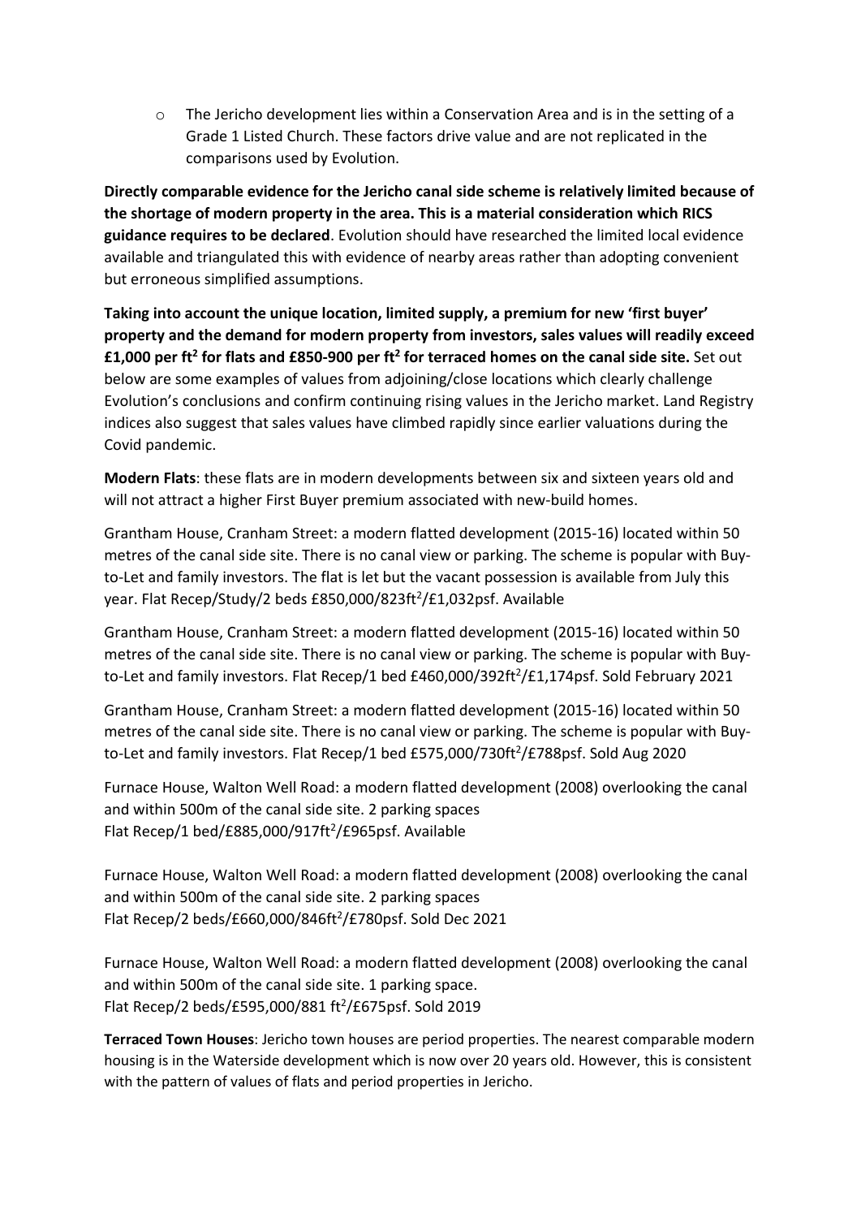- The Jericho development lies within a Conservation Area and is in the setting of a Grade 1 Listed Church. These factors drive value and are not replicated in the comparisons used by Evolution.

**Directly comparable evidence for the Jericho canal side scheme is relatively limited because of the shortage of modern property in the area. This is a material consideration which RICS guidance requires to be declared**. Evolution should have researched the limited local evidence available and triangulated this with evidence of nearby areas rather than adopting convenient but erroneous simplified assumptions.

**Taking into account the unique location, limited supply, a premium for new 'first buyer' property and the demand for modern property from investors, sales values will readily exceed £1,000 per ft$^2$ for flats and £850-900 per ft$^2$ for terraced homes on the canal side site.** Set out below are some examples of values from adjoining/close locations which clearly challenge Evolution's conclusions and confirm continuing rising values in the Jericho market. Land Registry indices also suggest that sales values have climbed rapidly since earlier valuations during the Covid pandemic.

**Modern Flats**: these flats are in modern developments between six and sixteen years old and will not attract a higher First Buyer premium associated with new-build homes.

Grantham House, Cranham Street: a modern flatted development (2015-16) located within 50 metres of the canal side site. There is no canal view or parking. The scheme is popular with Buy-to-Let and family investors. The flat is let but the vacant possession is available from July this year. Flat Recep/Study/2 beds £850,000/823ft$^2$/£1,032psf. Available

Grantham House, Cranham Street: a modern flatted development (2015-16) located within 50 metres of the canal side site. There is no canal view or parking. The scheme is popular with Buy-to-Let and family investors. Flat Recep/1 bed £460,000/392ft$^2$/£1,174psf. Sold February 2021

Grantham House, Cranham Street: a modern flatted development (2015-16) located within 50 metres of the canal side site. There is no canal view or parking. The scheme is popular with Buy-to-Let and family investors. Flat Recep/1 bed £575,000/730ft$^2$/£788psf. Sold Aug 2020

Furnace House, Walton Well Road: a modern flatted development (2008) overlooking the canal and within 500m of the canal side site. 2 parking spaces
Flat Recep/1 bed/£885,000/917ft$^2$/£965psf. Available

Furnace House, Walton Well Road: a modern flatted development (2008) overlooking the canal and within 500m of the canal side site. 2 parking spaces
Flat Recep/2 beds/£660,000/846ft$^2$/£780psf. Sold Dec 2021

Furnace House, Walton Well Road: a modern flatted development (2008) overlooking the canal and within 500m of the canal side site. 1 parking space.
Flat Recep/2 beds/£595,000/881 ft$^2$/£675psf. Sold 2019

**Terraced Town Houses**: Jericho town houses are period properties. The nearest comparable modern housing is in the Waterside development which is now over 20 years old. However, this is consistent with the pattern of values of flats and period properties in Jericho.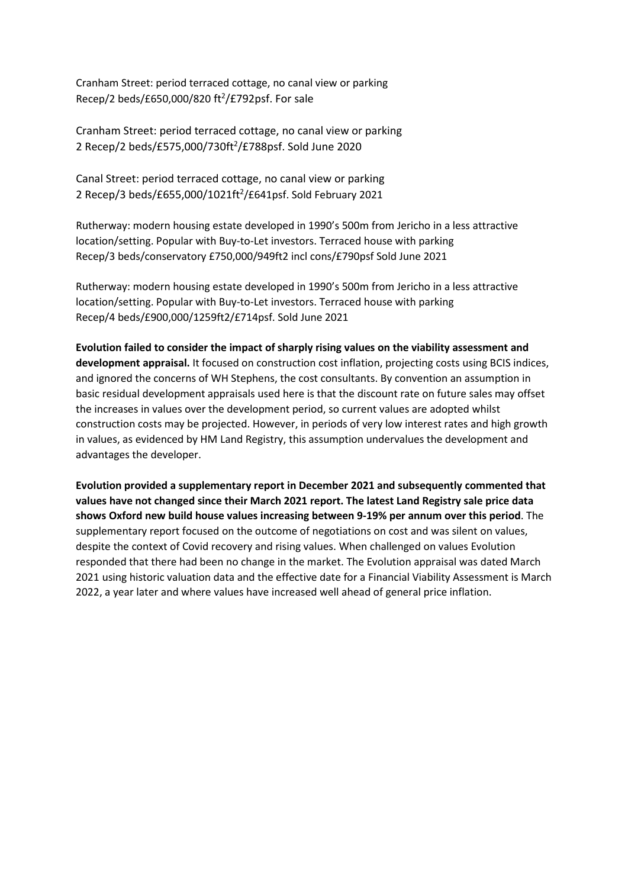Cranham Street: period terraced cottage, no canal view or parking
Recep/2 beds/£650,000/820 $ft^2$/£792psf. For sale

Cranham Street: period terraced cottage, no canal view or parking
2 Recep/2 beds/£575,000/730$ft^2$/£788psf. Sold June 2020

Canal Street: period terraced cottage, no canal view or parking
2 Recep/3 beds/£655,000/1021$ft^2$/£641psf. Sold February 2021

Rutherway: modern housing estate developed in 1990's 500m from Jericho in a less attractive location/setting. Popular with Buy-to-Let investors. Terraced house with parking
Recep/3 beds/conservatory £750,000/949ft2 incl cons/£790psf Sold June 2021

Rutherway: modern housing estate developed in 1990's 500m from Jericho in a less attractive location/setting. Popular with Buy-to-Let investors. Terraced house with parking
Recep/4 beds/£900,000/1259ft2/£714psf. Sold June 2021

**Evolution failed to consider the impact of sharply rising values on the viability assessment and development appraisal.** It focused on construction cost inflation, projecting costs using BCIS indices, and ignored the concerns of WH Stephens, the cost consultants. By convention an assumption in basic residual development appraisals used here is that the discount rate on future sales may offset the increases in values over the development period, so current values are adopted whilst construction costs may be projected. However, in periods of very low interest rates and high growth in values, as evidenced by HM Land Registry, this assumption undervalues the development and advantages the developer.

**Evolution provided a supplementary report in December 2021 and subsequently commented that values have not changed since their March 2021 report. The latest Land Registry sale price data shows Oxford new build house values increasing between 9-19% per annum over this period**. The supplementary report focused on the outcome of negotiations on cost and was silent on values, despite the context of Covid recovery and rising values. When challenged on values Evolution responded that there had been no change in the market. The Evolution appraisal was dated March 2021 using historic valuation data and the effective date for a Financial Viability Assessment is March 2022, a year later and where values have increased well ahead of general price inflation.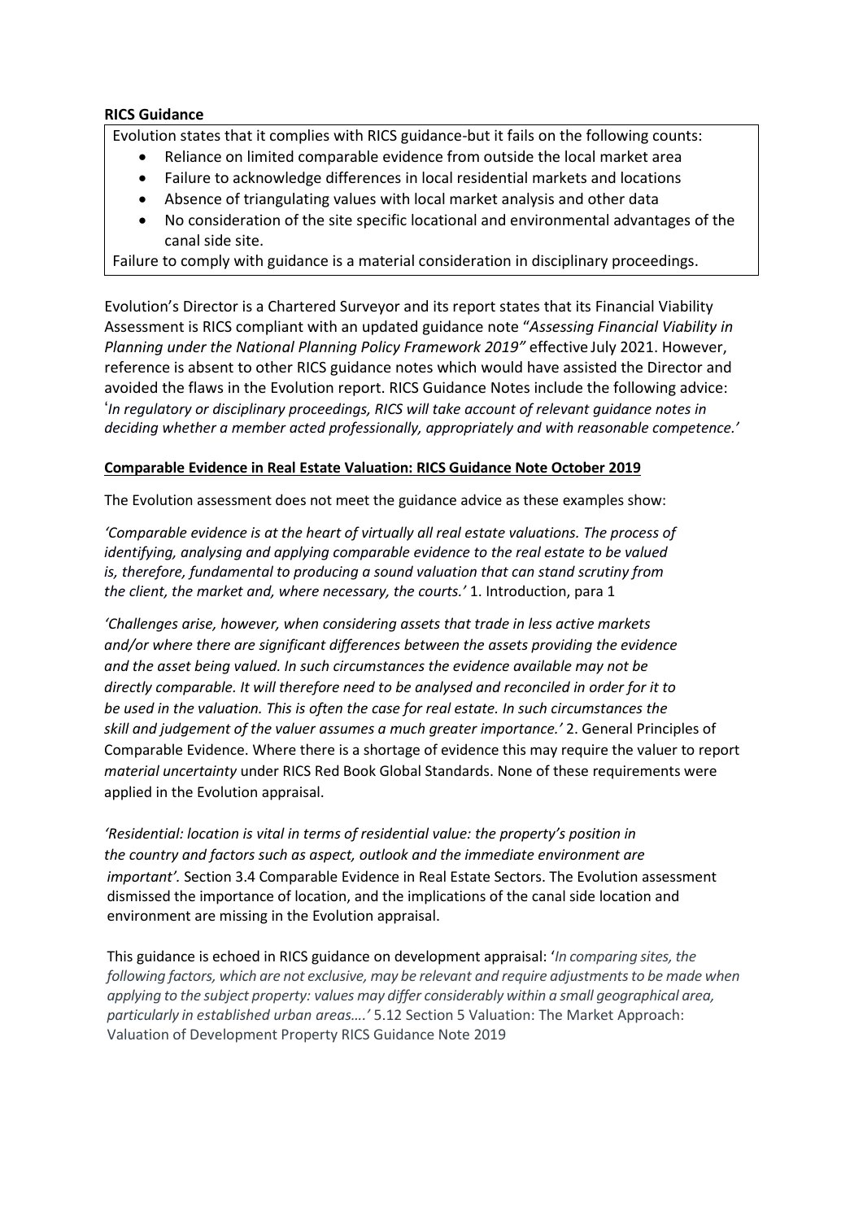**RICS Guidance**

Evolution states that it complies with RICS guidance-but it fails on the following counts:

- Reliance on limited comparable evidence from outside the local market area
- Failure to acknowledge differences in local residential markets and locations
- Absence of triangulating values with local market analysis and other data
- No consideration of the site specific locational and environmental advantages of the canal side site.

Failure to comply with guidance is a material consideration in disciplinary proceedings.

Evolution's Director is a Chartered Surveyor and its report states that its Financial Viability Assessment is RICS compliant with an updated guidance note "*Assessing Financial Viability in Planning under the National Planning Policy Framework 2019"* effective July 2021. However, reference is absent to other RICS guidance notes which would have assisted the Director and avoided the flaws in the Evolution report. RICS Guidance Notes include the following advice: '*In regulatory or disciplinary proceedings, RICS will take account of relevant guidance notes in deciding whether a member acted professionally, appropriately and with reasonable competence.'*

**Comparable Evidence in Real Estate Valuation: RICS Guidance Note October 2019**

The Evolution assessment does not meet the guidance advice as these examples show:

*'Comparable evidence is at the heart of virtually all real estate valuations. The process of identifying, analysing and applying comparable evidence to the real estate to be valued is, therefore, fundamental to producing a sound valuation that can stand scrutiny from the client, the market and, where necessary, the courts.'* 1. Introduction, para 1

*'Challenges arise, however, when considering assets that trade in less active markets and/or where there are significant differences between the assets providing the evidence and the asset being valued. In such circumstances the evidence available may not be directly comparable. It will therefore need to be analysed and reconciled in order for it to be used in the valuation. This is often the case for real estate. In such circumstances the skill and judgement of the valuer assumes a much greater importance.'* 2. General Principles of Comparable Evidence. Where there is a shortage of evidence this may require the valuer to report *material uncertainty* under RICS Red Book Global Standards. None of these requirements were applied in the Evolution appraisal.

*'Residential: location is vital in terms of residential value: the property's position in the country and factors such as aspect, outlook and the immediate environment are important'.* Section 3.4 Comparable Evidence in Real Estate Sectors. The Evolution assessment dismissed the importance of location, and the implications of the canal side location and environment are missing in the Evolution appraisal.

This guidance is echoed in RICS guidance on development appraisal: '*In comparing sites, the following factors, which are not exclusive, may be relevant and require adjustments to be made when applying to the subject property: values may differ considerably within a small geographical area, particularly in established urban areas….'* 5.12 Section 5 Valuation: The Market Approach: Valuation of Development Property RICS Guidance Note 2019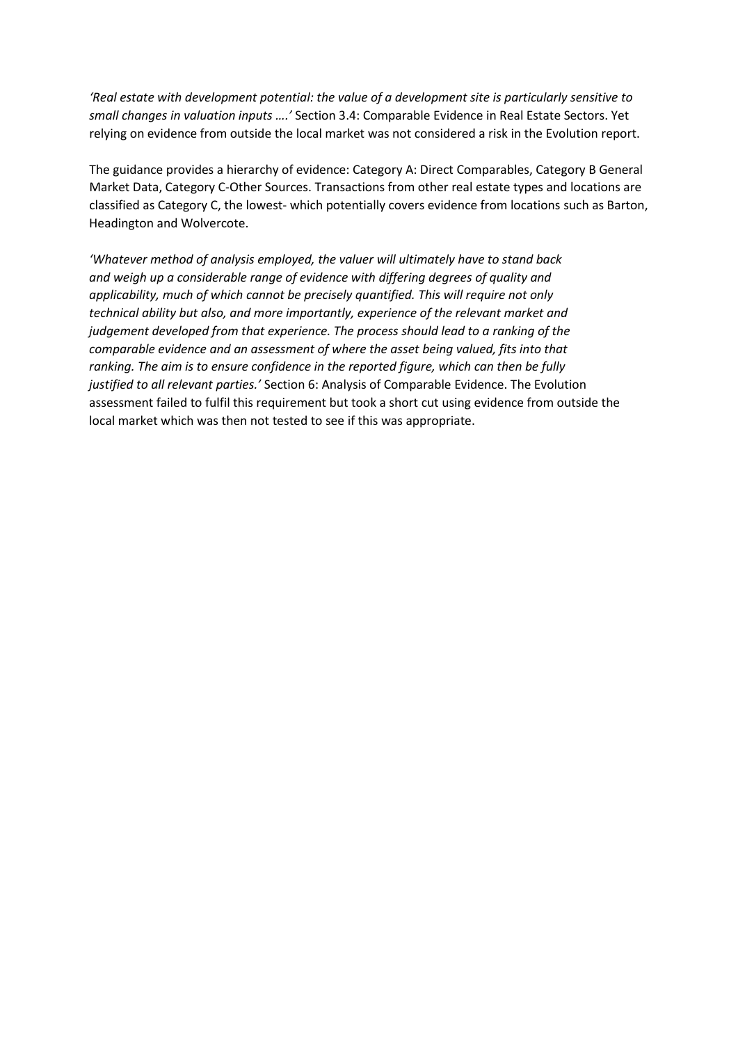*'Real estate with development potential: the value of a development site is particularly sensitive to small changes in valuation inputs ….'* Section 3.4: Comparable Evidence in Real Estate Sectors. Yet relying on evidence from outside the local market was not considered a risk in the Evolution report.

The guidance provides a hierarchy of evidence: Category A: Direct Comparables, Category B General Market Data, Category C-Other Sources. Transactions from other real estate types and locations are classified as Category C, the lowest- which potentially covers evidence from locations such as Barton, Headington and Wolvercote.

*'Whatever method of analysis employed, the valuer will ultimately have to stand back and weigh up a considerable range of evidence with differing degrees of quality and applicability, much of which cannot be precisely quantified. This will require not only technical ability but also, and more importantly, experience of the relevant market and judgement developed from that experience. The process should lead to a ranking of the comparable evidence and an assessment of where the asset being valued, fits into that ranking. The aim is to ensure confidence in the reported figure, which can then be fully justified to all relevant parties.'* Section 6: Analysis of Comparable Evidence. The Evolution assessment failed to fulfil this requirement but took a short cut using evidence from outside the local market which was then not tested to see if this was appropriate.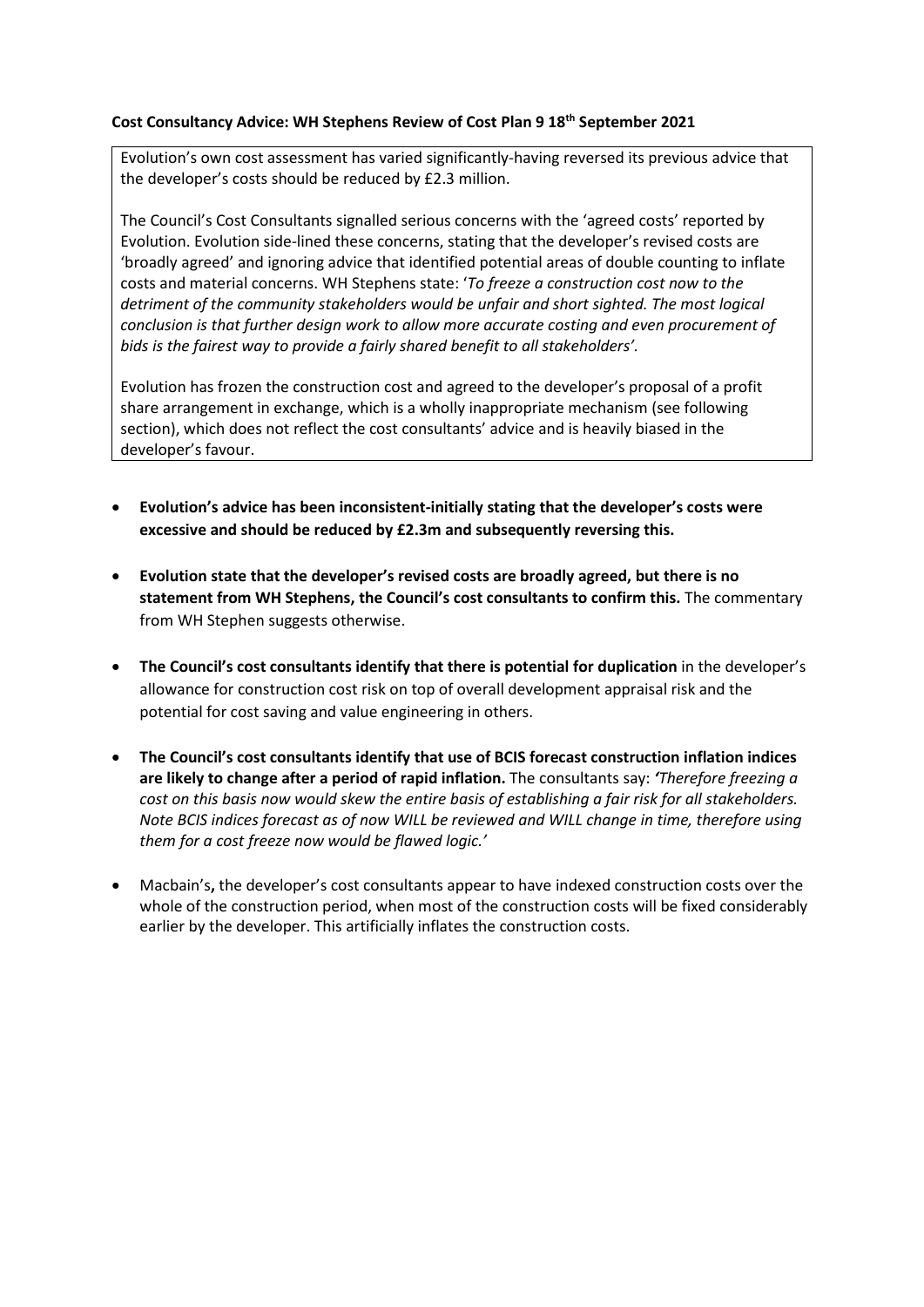**Cost Consultancy Advice: WH Stephens Review of Cost Plan 9 18th September 2021**

Evolution's own cost assessment has varied significantly-having reversed its previous advice that the developer's costs should be reduced by £2.3 million.

The Council's Cost Consultants signalled serious concerns with the 'agreed costs' reported by Evolution. Evolution side-lined these concerns, stating that the developer's revised costs are 'broadly agreed' and ignoring advice that identified potential areas of double counting to inflate costs and material concerns. WH Stephens state: '*To freeze a construction cost now to the detriment of the community stakeholders would be unfair and short sighted. The most logical conclusion is that further design work to allow more accurate costing and even procurement of bids is the fairest way to provide a fairly shared benefit to all stakeholders'.*

Evolution has frozen the construction cost and agreed to the developer's proposal of a profit share arrangement in exchange, which is a wholly inappropriate mechanism (see following section), which does not reflect the cost consultants' advice and is heavily biased in the developer's favour.

- **Evolution's advice has been inconsistent-initially stating that the developer's costs were excessive and should be reduced by £2.3m and subsequently reversing this.**
- **Evolution state that the developer's revised costs are broadly agreed, but there is no statement from WH Stephens, the Council's cost consultants to confirm this.** The commentary from WH Stephen suggests otherwise.
- **The Council's cost consultants identify that there is potential for duplication** in the developer's allowance for construction cost risk on top of overall development appraisal risk and the potential for cost saving and value engineering in others.
- **The Council's cost consultants identify that use of BCIS forecast construction inflation indices are likely to change after a period of rapid inflation.** The consultants say: *'Therefore freezing a cost on this basis now would skew the entire basis of establishing a fair risk for all stakeholders. Note BCIS indices forecast as of now WILL be reviewed and WILL change in time, therefore using them for a cost freeze now would be flawed logic.'*
- Macbain's**,** the developer's cost consultants appear to have indexed construction costs over the whole of the construction period, when most of the construction costs will be fixed considerably earlier by the developer. This artificially inflates the construction costs.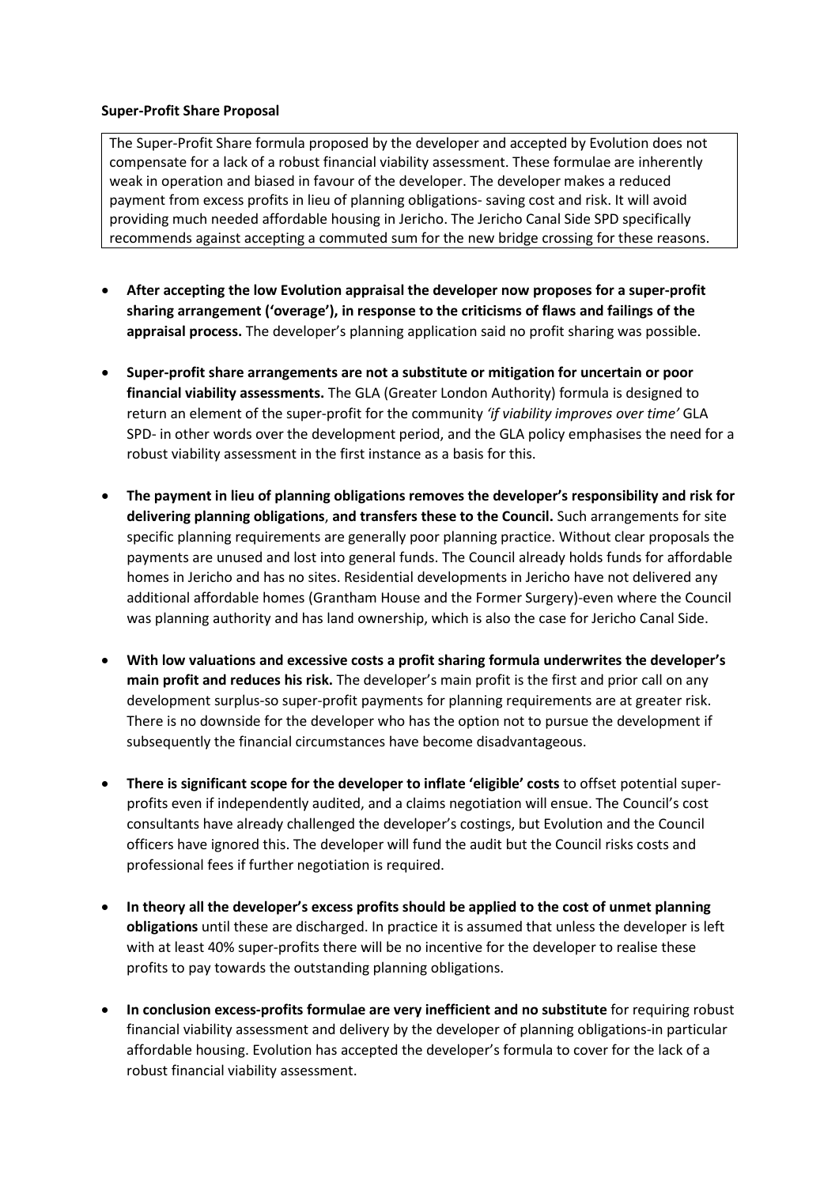**Super-Profit Share Proposal**

The Super-Profit Share formula proposed by the developer and accepted by Evolution does not compensate for a lack of a robust financial viability assessment. These formulae are inherently weak in operation and biased in favour of the developer. The developer makes a reduced payment from excess profits in lieu of planning obligations- saving cost and risk. It will avoid providing much needed affordable housing in Jericho. The Jericho Canal Side SPD specifically recommends against accepting a commuted sum for the new bridge crossing for these reasons.

- **After accepting the low Evolution appraisal the developer now proposes for a super-profit sharing arrangement ('overage'), in response to the criticisms of flaws and failings of the appraisal process.** The developer's planning application said no profit sharing was possible.
- **Super-profit share arrangements are not a substitute or mitigation for uncertain or poor financial viability assessments.** The GLA (Greater London Authority) formula is designed to return an element of the super-profit for the community *'if viability improves over time'* GLA SPD- in other words over the development period, and the GLA policy emphasises the need for a robust viability assessment in the first instance as a basis for this.
- **The payment in lieu of planning obligations removes the developer's responsibility and risk for delivering planning obligations**, **and transfers these to the Council.** Such arrangements for site specific planning requirements are generally poor planning practice. Without clear proposals the payments are unused and lost into general funds. The Council already holds funds for affordable homes in Jericho and has no sites. Residential developments in Jericho have not delivered any additional affordable homes (Grantham House and the Former Surgery)-even where the Council was planning authority and has land ownership, which is also the case for Jericho Canal Side.
- **With low valuations and excessive costs a profit sharing formula underwrites the developer's main profit and reduces his risk.** The developer's main profit is the first and prior call on any development surplus-so super-profit payments for planning requirements are at greater risk. There is no downside for the developer who has the option not to pursue the development if subsequently the financial circumstances have become disadvantageous.
- **There is significant scope for the developer to inflate 'eligible' costs** to offset potential super-profits even if independently audited, and a claims negotiation will ensue. The Council's cost consultants have already challenged the developer's costings, but Evolution and the Council officers have ignored this. The developer will fund the audit but the Council risks costs and professional fees if further negotiation is required.
- **In theory all the developer's excess profits should be applied to the cost of unmet planning obligations** until these are discharged. In practice it is assumed that unless the developer is left with at least 40% super-profits there will be no incentive for the developer to realise these profits to pay towards the outstanding planning obligations.
- **In conclusion excess-profits formulae are very inefficient and no substitute** for requiring robust financial viability assessment and delivery by the developer of planning obligations-in particular affordable housing. Evolution has accepted the developer's formula to cover for the lack of a robust financial viability assessment.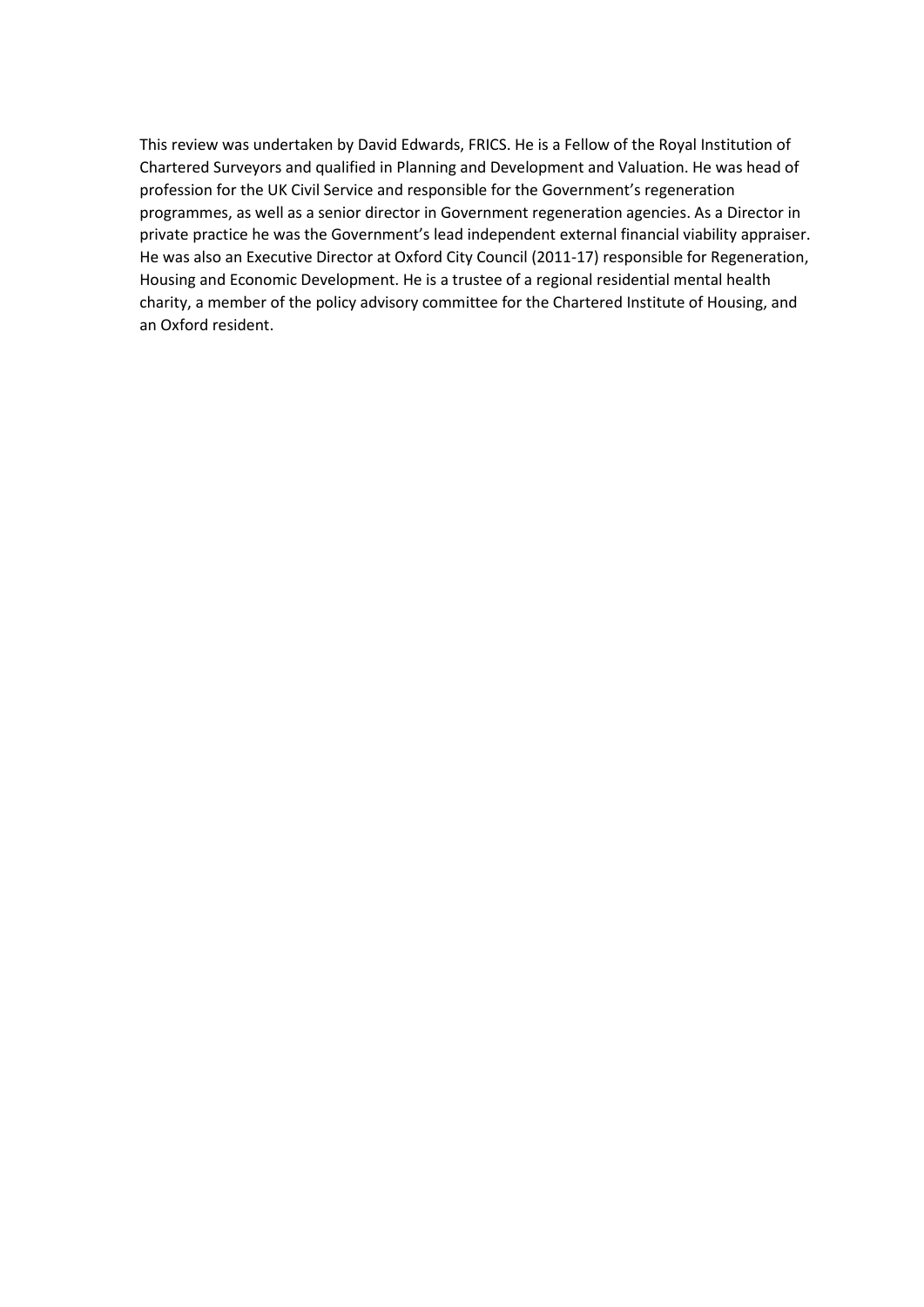This review was undertaken by David Edwards, FRICS. He is a Fellow of the Royal Institution of Chartered Surveyors and qualified in Planning and Development and Valuation. He was head of profession for the UK Civil Service and responsible for the Government's regeneration programmes, as well as a senior director in Government regeneration agencies. As a Director in private practice he was the Government's lead independent external financial viability appraiser. He was also an Executive Director at Oxford City Council (2011-17) responsible for Regeneration, Housing and Economic Development. He is a trustee of a regional residential mental health charity, a member of the policy advisory committee for the Chartered Institute of Housing, and an Oxford resident.